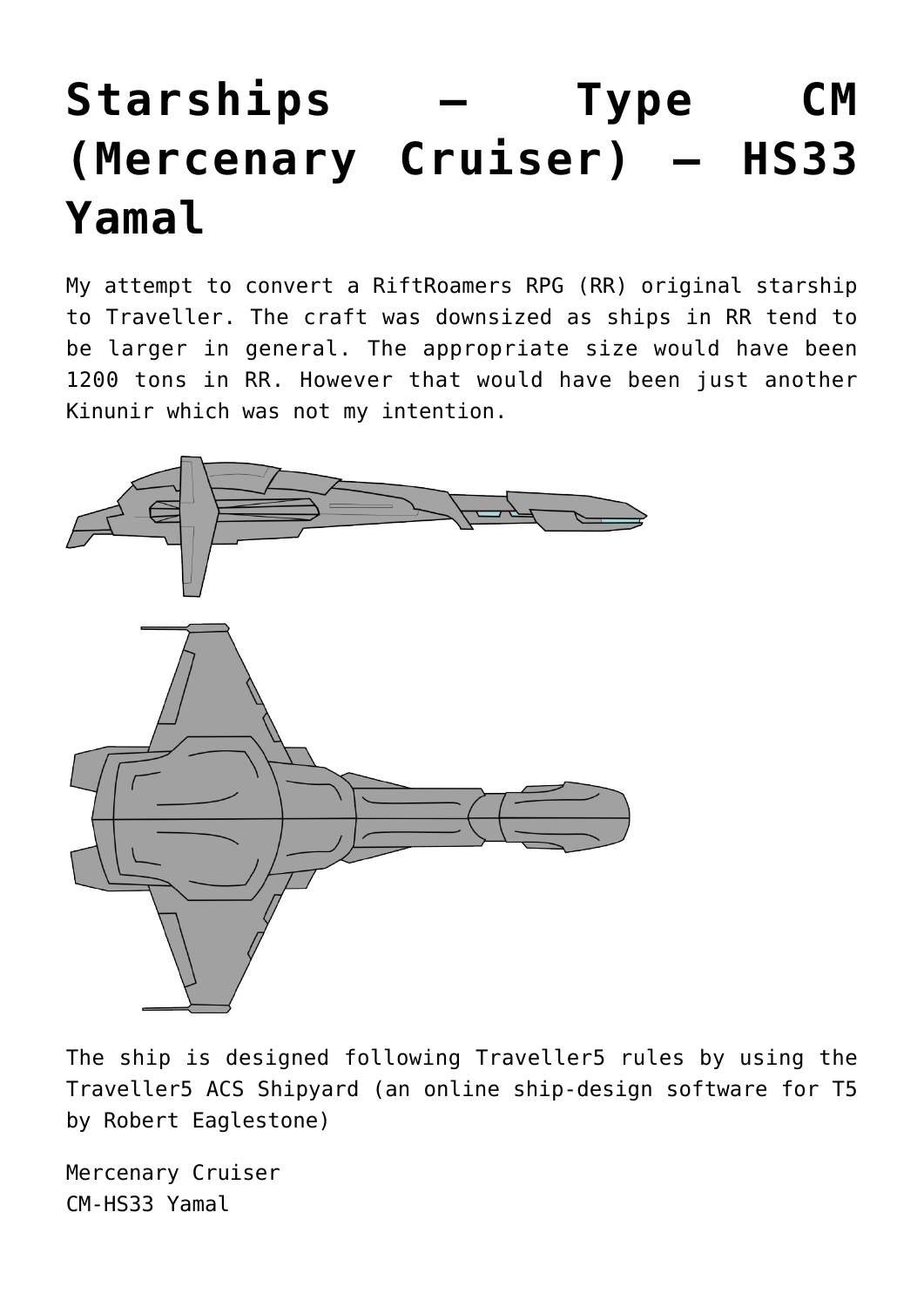# Starships – Type CM (Mercenary Cruiser) – HS33 Yamal

My attempt to convert a RiftRoamers RPG (RR) original starship to Traveller. The craft was downsized as ships in RR tend to be larger in general. The appropriate size would have been 1200 tons in RR. However that would have been just another Kinunir which was not my intention.

The ship is designed following Traveller5 rules by using the Traveller5 ACS Shipyard (an online ship-design software for T5 by Robert Eaglestone)

Mercenary Cruiser
CM-HS33 Yamal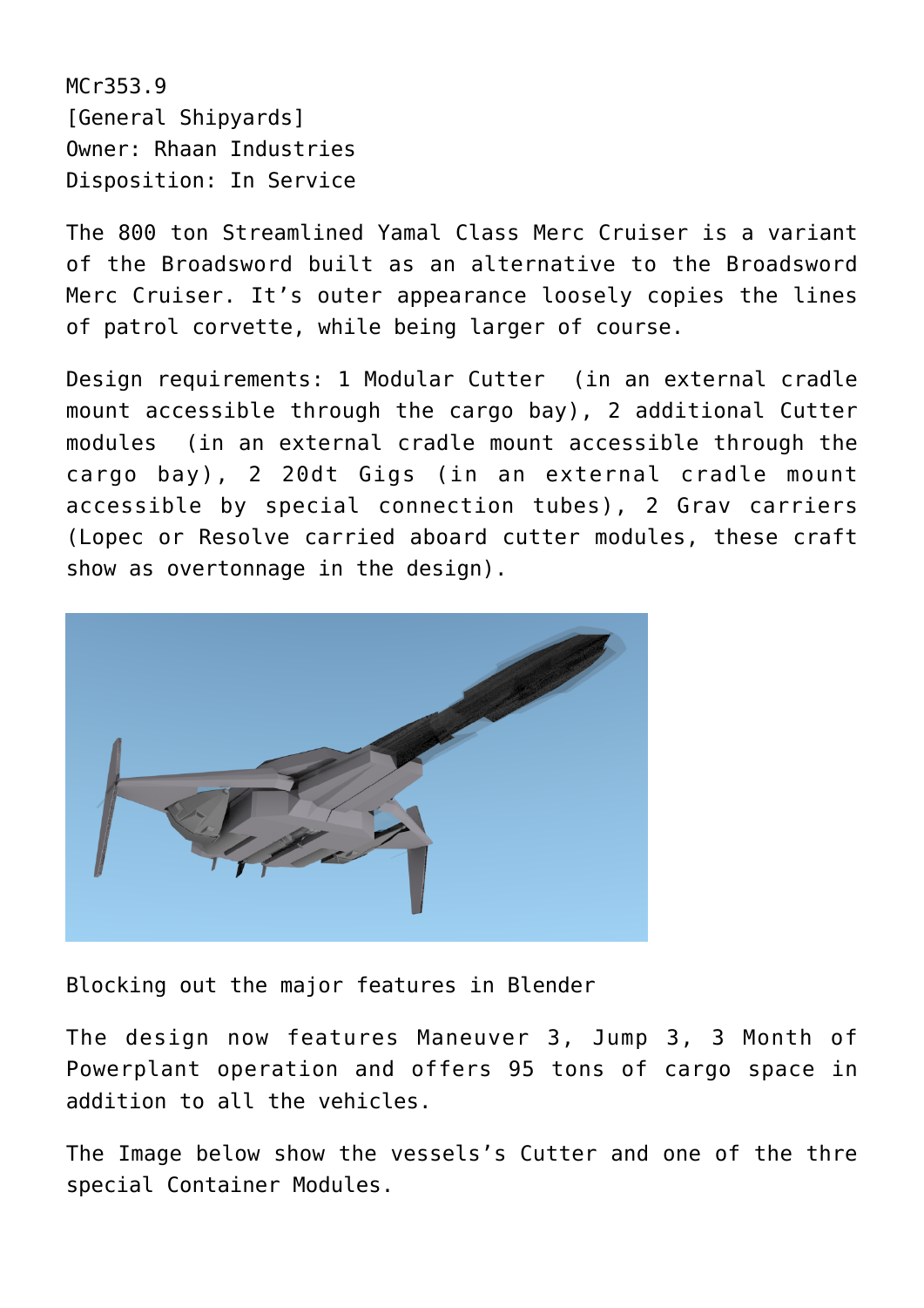MCr353.9
[General Shipyards]
Owner: Rhaan Industries
Disposition: In Service

The 800 ton Streamlined Yamal Class Merc Cruiser is a variant of the Broadsword built as an alternative to the Broadsword Merc Cruiser. It's outer appearance loosely copies the lines of patrol corvette, while being larger of course.

Design requirements: 1 Modular Cutter (in an external cradle mount accessible through the cargo bay), 2 additional Cutter modules (in an external cradle mount accessible through the cargo bay), 2 20dt Gigs (in an external cradle mount accessible by special connection tubes), 2 Grav carriers (Lopec or Resolve carried aboard cutter modules, these craft show as overtonnage in the design).

Blocking out the major features in Blender

The design now features Maneuver 3, Jump 3, 3 Month of Powerplant operation and offers 95 tons of cargo space in addition to all the vehicles.

The Image below show the vessels's Cutter and one of the thre special Container Modules.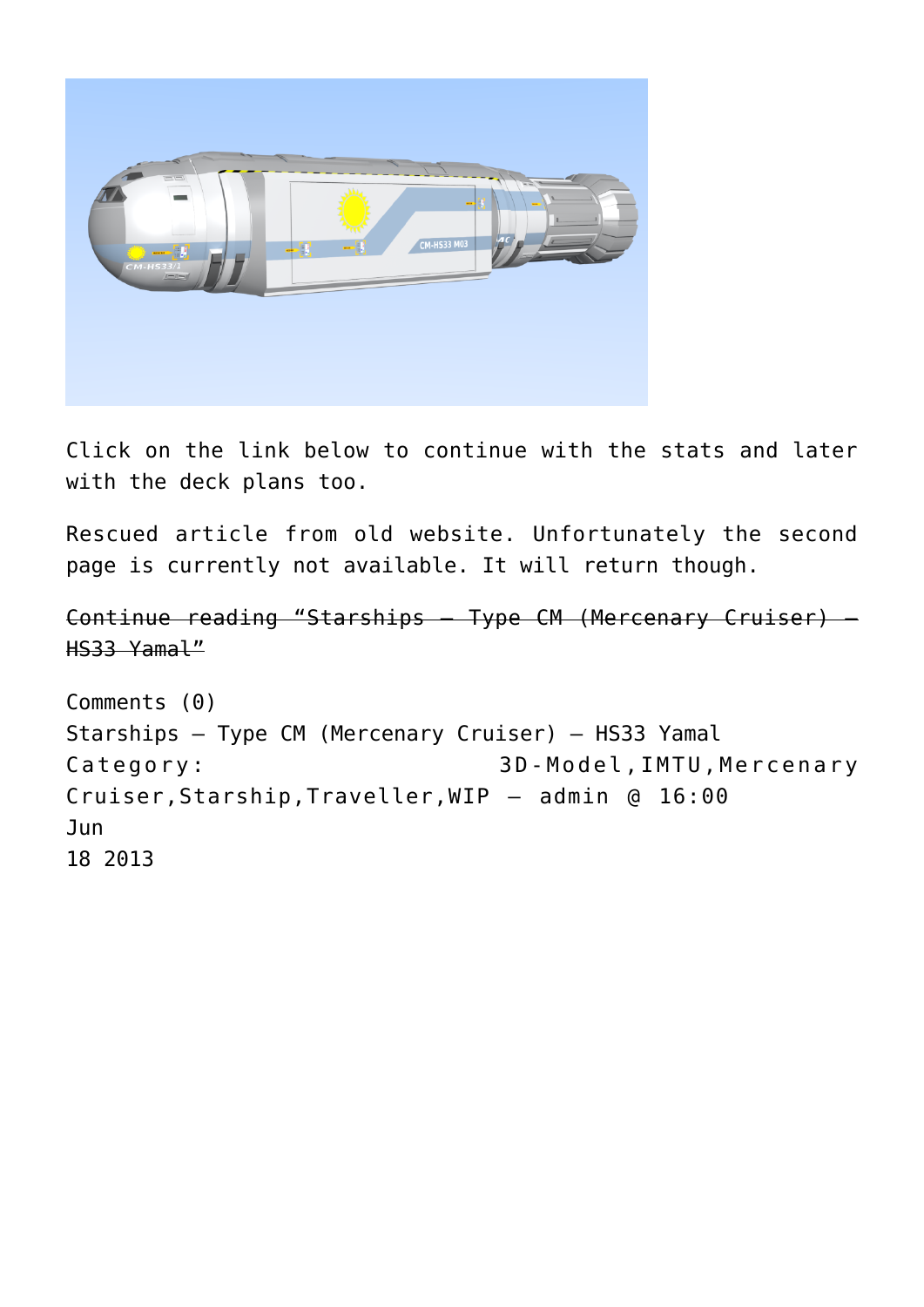Click on the link below to continue with the stats and later with the deck plans too.

Rescued article from old website. Unfortunately the second page is currently not available. It will return though.

~~Continue reading "Starships – Type CM (Mercenary Cruiser) – HS33 Yamal"~~

Comments (0)
Starships – Type CM (Mercenary Cruiser) – HS33 Yamal
Category: 3D-Model,IMTU,Mercenary Cruiser,Starship,Traveller,WIP — admin @ 16:00
Jun
18 2013